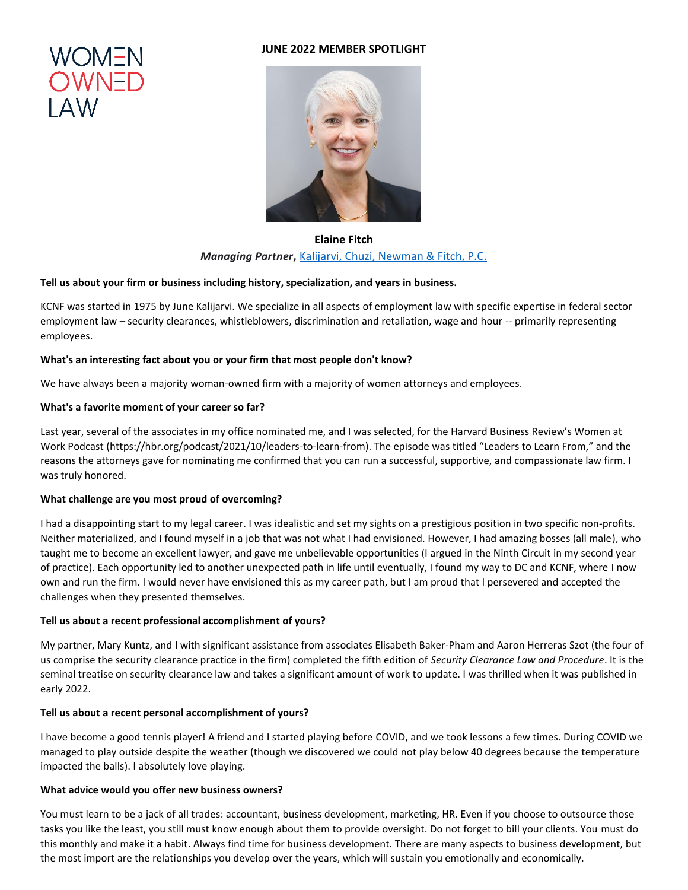WOMEN OWNED LAW

**JUNE 2022 MEMBER SPOTLIGHT**

**Elaine Fitch**

***Managing Partner***, [Kalijarvi, Chuzi, Newman & Fitch, P.C.]

---

**Tell us about your firm or business including history, specialization, and years in business.**

KCNF was started in 1975 by June Kalijarvi. We specialize in all aspects of employment law with specific expertise in federal sector employment law – security clearances, whistleblowers, discrimination and retaliation, wage and hour -- primarily representing employees.

**What's an interesting fact about you or your firm that most people don't know?**

We have always been a majority woman-owned firm with a majority of women attorneys and employees.

**What's a favorite moment of your career so far?**

Last year, several of the associates in my office nominated me, and I was selected, for the Harvard Business Review's Women at Work Podcast (https://hbr.org/podcast/2021/10/leaders-to-learn-from). The episode was titled "Leaders to Learn From," and the reasons the attorneys gave for nominating me confirmed that you can run a successful, supportive, and compassionate law firm. I was truly honored.

**What challenge are you most proud of overcoming?**

I had a disappointing start to my legal career. I was idealistic and set my sights on a prestigious position in two specific non-profits. Neither materialized, and I found myself in a job that was not what I had envisioned. However, I had amazing bosses (all male), who taught me to become an excellent lawyer, and gave me unbelievable opportunities (I argued in the Ninth Circuit in my second year of practice). Each opportunity led to another unexpected path in life until eventually, I found my way to DC and KCNF, where I now own and run the firm. I would never have envisioned this as my career path, but I am proud that I persevered and accepted the challenges when they presented themselves.

**Tell us about a recent professional accomplishment of yours?**

My partner, Mary Kuntz, and I with significant assistance from associates Elisabeth Baker-Pham and Aaron Herreras Szot (the four of us comprise the security clearance practice in the firm) completed the fifth edition of *Security Clearance Law and Procedure*. It is the seminal treatise on security clearance law and takes a significant amount of work to update. I was thrilled when it was published in early 2022.

**Tell us about a recent personal accomplishment of yours?**

I have become a good tennis player! A friend and I started playing before COVID, and we took lessons a few times. During COVID we managed to play outside despite the weather (though we discovered we could not play below 40 degrees because the temperature impacted the balls). I absolutely love playing.

**What advice would you offer new business owners?**

You must learn to be a jack of all trades: accountant, business development, marketing, HR. Even if you choose to outsource those tasks you like the least, you still must know enough about them to provide oversight. Do not forget to bill your clients. You must do this monthly and make it a habit. Always find time for business development. There are many aspects to business development, but the most import are the relationships you develop over the years, which will sustain you emotionally and economically.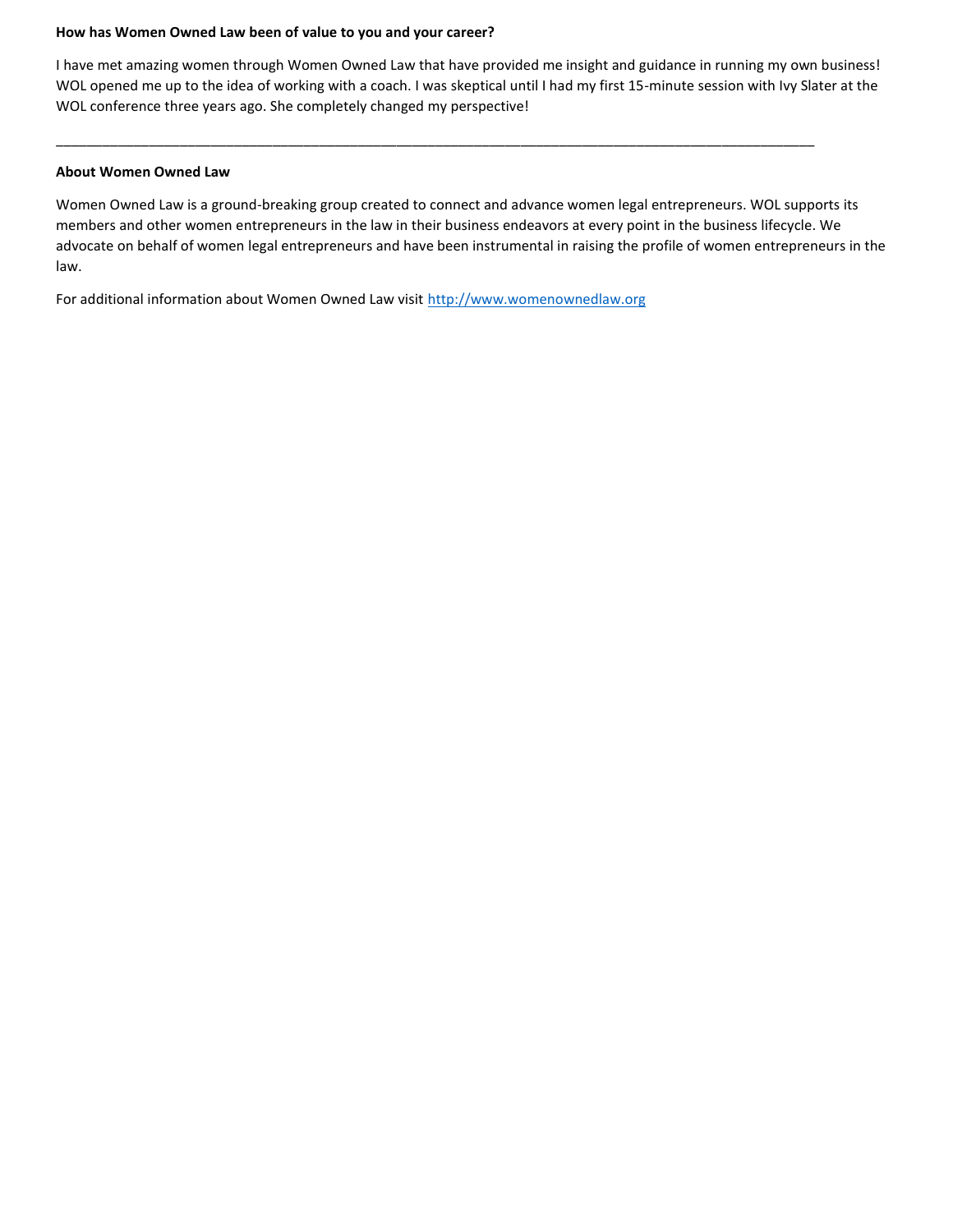**How has Women Owned Law been of value to you and your career?**

I have met amazing women through Women Owned Law that have provided me insight and guidance in running my own business! WOL opened me up to the idea of working with a coach. I was skeptical until I had my first 15-minute session with Ivy Slater at the WOL conference three years ago. She completely changed my perspective!

---

**About Women Owned Law**

Women Owned Law is a ground-breaking group created to connect and advance women legal entrepreneurs. WOL supports its members and other women entrepreneurs in the law in their business endeavors at every point in the business lifecycle. We advocate on behalf of women legal entrepreneurs and have been instrumental in raising the profile of women entrepreneurs in the law.

For additional information about Women Owned Law visit http://www.womenownedlaw.org